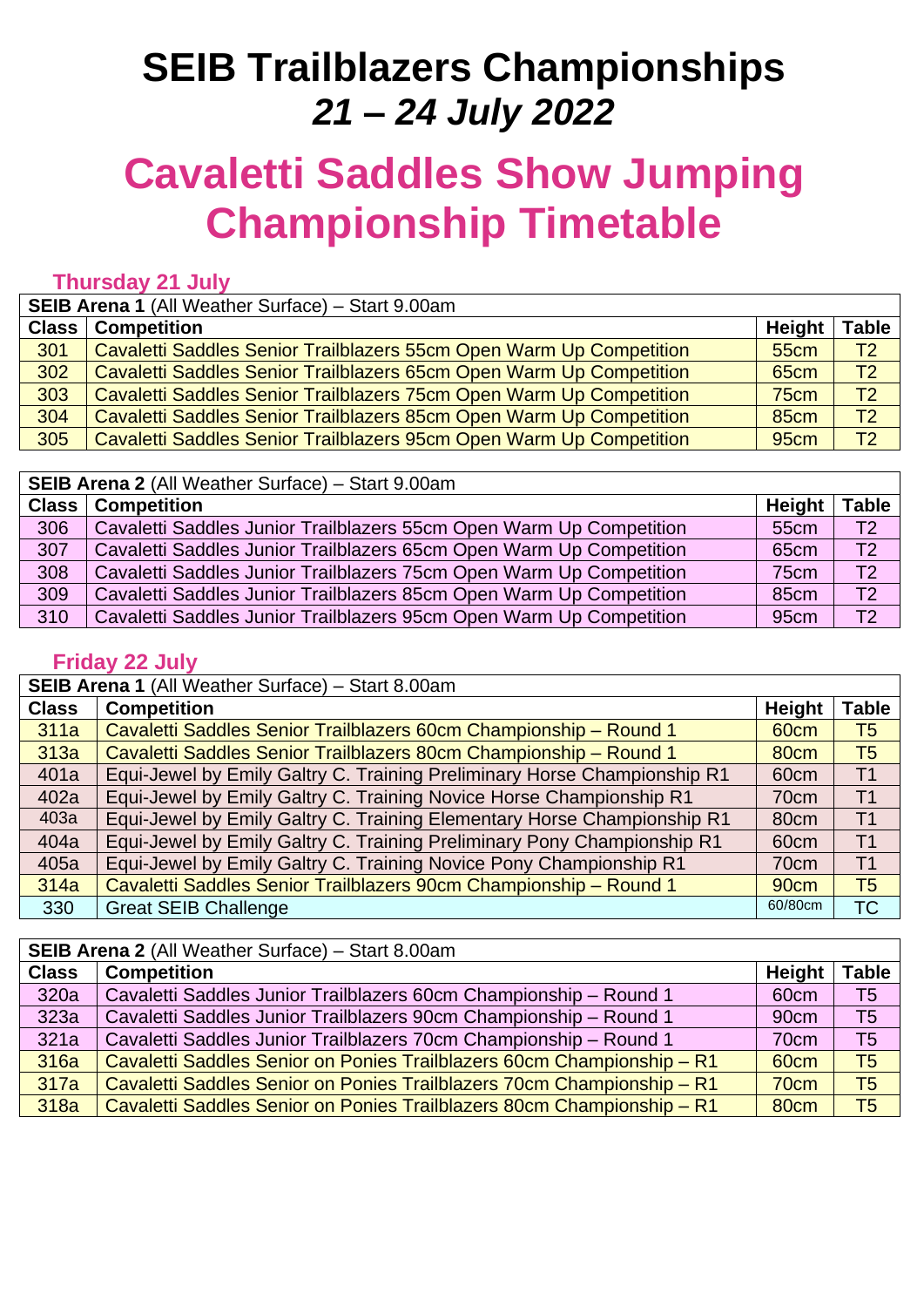# SEIB Trailblazers Championships
## *21 – 24 July 2022*

# Cavaletti Saddles Show Jumping Championship Timetable

### Thursday 21 July

| **SEIB Arena 1** (All Weather Surface) – Start 9.00am | | | |
|---|---|---|---|
| **Class** | **Competition** | **Height** | **Table** |
| 301 | Cavaletti Saddles Senior Trailblazers 55cm Open Warm Up Competition | 55cm | T2 |
| 302 | Cavaletti Saddles Senior Trailblazers 65cm Open Warm Up Competition | 65cm | T2 |
| 303 | Cavaletti Saddles Senior Trailblazers 75cm Open Warm Up Competition | 75cm | T2 |
| 304 | Cavaletti Saddles Senior Trailblazers 85cm Open Warm Up Competition | 85cm | T2 |
| 305 | Cavaletti Saddles Senior Trailblazers 95cm Open Warm Up Competition | 95cm | T2 |

| **SEIB Arena 2** (All Weather Surface) – Start 9.00am | | | |
|---|---|---|---|
| **Class** | **Competition** | **Height** | **Table** |
| 306 | Cavaletti Saddles Junior Trailblazers 55cm Open Warm Up Competition | 55cm | T2 |
| 307 | Cavaletti Saddles Junior Trailblazers 65cm Open Warm Up Competition | 65cm | T2 |
| 308 | Cavaletti Saddles Junior Trailblazers 75cm Open Warm Up Competition | 75cm | T2 |
| 309 | Cavaletti Saddles Junior Trailblazers 85cm Open Warm Up Competition | 85cm | T2 |
| 310 | Cavaletti Saddles Junior Trailblazers 95cm Open Warm Up Competition | 95cm | T2 |

### Friday 22 July

| **SEIB Arena 1** (All Weather Surface) – Start 8.00am | | | |
|---|---|---|---|
| **Class** | **Competition** | **Height** | **Table** |
| 311a | Cavaletti Saddles Senior Trailblazers 60cm Championship – Round 1 | 60cm | T5 |
| 313a | Cavaletti Saddles Senior Trailblazers 80cm Championship – Round 1 | 80cm | T5 |
| 401a | Equi-Jewel by Emily Galtry C. Training Preliminary Horse Championship R1 | 60cm | T1 |
| 402a | Equi-Jewel by Emily Galtry C. Training Novice Horse Championship R1 | 70cm | T1 |
| 403a | Equi-Jewel by Emily Galtry C. Training Elementary Horse Championship R1 | 80cm | T1 |
| 404a | Equi-Jewel by Emily Galtry C. Training Preliminary Pony Championship R1 | 60cm | T1 |
| 405a | Equi-Jewel by Emily Galtry C. Training Novice Pony Championship R1 | 70cm | T1 |
| 314a | Cavaletti Saddles Senior Trailblazers 90cm Championship – Round 1 | 90cm | T5 |
| 330 | Great SEIB Challenge | 60/80cm | TC |

| **SEIB Arena 2** (All Weather Surface) – Start 8.00am | | | |
|---|---|---|---|
| **Class** | **Competition** | **Height** | **Table** |
| 320a | Cavaletti Saddles Junior Trailblazers 60cm Championship – Round 1 | 60cm | T5 |
| 323a | Cavaletti Saddles Junior Trailblazers 90cm Championship – Round 1 | 90cm | T5 |
| 321a | Cavaletti Saddles Junior Trailblazers 70cm Championship – Round 1 | 70cm | T5 |
| 316a | Cavaletti Saddles Senior on Ponies Trailblazers 60cm Championship – R1 | 60cm | T5 |
| 317a | Cavaletti Saddles Senior on Ponies Trailblazers 70cm Championship – R1 | 70cm | T5 |
| 318a | Cavaletti Saddles Senior on Ponies Trailblazers 80cm Championship – R1 | 80cm | T5 |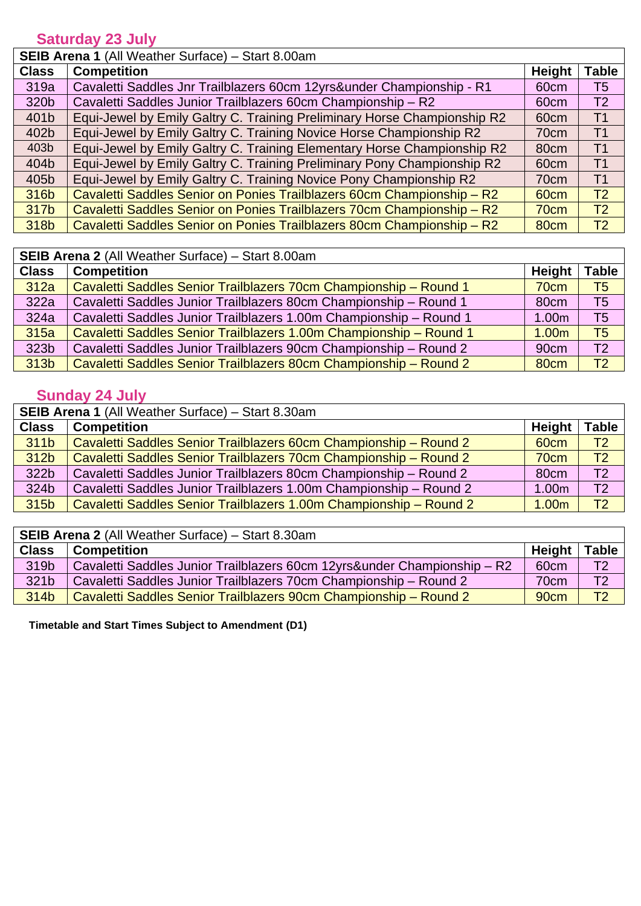## Saturday 23 July

| **SEIB Arena 1** (All Weather Surface) – Start 8.00am | | | |
|---|---|---|---|
| **Class** | **Competition** | **Height** | **Table** |
| 319a | Cavaletti Saddles Jnr Trailblazers 60cm 12yrs&under Championship - R1 | 60cm | T5 |
| 320b | Cavaletti Saddles Junior Trailblazers 60cm Championship – R2 | 60cm | T2 |
| 401b | Equi-Jewel by Emily Galtry C. Training Preliminary Horse Championship R2 | 60cm | T1 |
| 402b | Equi-Jewel by Emily Galtry C. Training Novice Horse Championship R2 | 70cm | T1 |
| 403b | Equi-Jewel by Emily Galtry C. Training Elementary Horse Championship R2 | 80cm | T1 |
| 404b | Equi-Jewel by Emily Galtry C. Training Preliminary Pony Championship R2 | 60cm | T1 |
| 405b | Equi-Jewel by Emily Galtry C. Training Novice Pony Championship R2 | 70cm | T1 |
| 316b | Cavaletti Saddles Senior on Ponies Trailblazers 60cm Championship – R2 | 60cm | T2 |
| 317b | Cavaletti Saddles Senior on Ponies Trailblazers 70cm Championship – R2 | 70cm | T2 |
| 318b | Cavaletti Saddles Senior on Ponies Trailblazers 80cm Championship – R2 | 80cm | T2 |

| **SEIB Arena 2** (All Weather Surface) – Start 8.00am | | | |
|---|---|---|---|
| **Class** | **Competition** | **Height** | **Table** |
| 312a | Cavaletti Saddles Senior Trailblazers 70cm Championship – Round 1 | 70cm | T5 |
| 322a | Cavaletti Saddles Junior Trailblazers 80cm Championship – Round 1 | 80cm | T5 |
| 324a | Cavaletti Saddles Junior Trailblazers 1.00m Championship – Round 1 | 1.00m | T5 |
| 315a | Cavaletti Saddles Senior Trailblazers 1.00m Championship – Round 1 | 1.00m | T5 |
| 323b | Cavaletti Saddles Junior Trailblazers 90cm Championship – Round 2 | 90cm | T2 |
| 313b | Cavaletti Saddles Senior Trailblazers 80cm Championship – Round 2 | 80cm | T2 |

## Sunday 24 July

| **SEIB Arena 1** (All Weather Surface) – Start 8.30am | | | |
|---|---|---|---|
| **Class** | **Competition** | **Height** | **Table** |
| 311b | Cavaletti Saddles Senior Trailblazers 60cm Championship – Round 2 | 60cm | T2 |
| 312b | Cavaletti Saddles Senior Trailblazers 70cm Championship – Round 2 | 70cm | T2 |
| 322b | Cavaletti Saddles Junior Trailblazers 80cm Championship – Round 2 | 80cm | T2 |
| 324b | Cavaletti Saddles Junior Trailblazers 1.00m Championship – Round 2 | 1.00m | T2 |
| 315b | Cavaletti Saddles Senior Trailblazers 1.00m Championship – Round 2 | 1.00m | T2 |

| **SEIB Arena 2** (All Weather Surface) – Start 8.30am | | | |
|---|---|---|---|
| **Class** | **Competition** | **Height** | **Table** |
| 319b | Cavaletti Saddles Junior Trailblazers 60cm 12yrs&under Championship – R2 | 60cm | T2 |
| 321b | Cavaletti Saddles Junior Trailblazers 70cm Championship – Round 2 | 70cm | T2 |
| 314b | Cavaletti Saddles Senior Trailblazers 90cm Championship – Round 2 | 90cm | T2 |

**Timetable and Start Times Subject to Amendment (D1)**